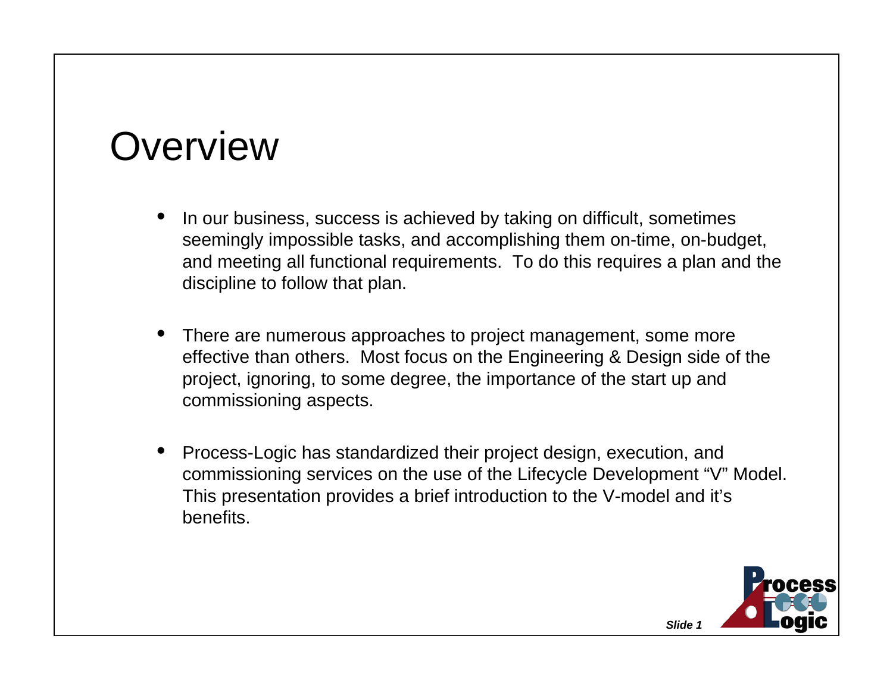# Overview

- In our business, success is achieved by taking on difficult, sometimes seemingly impossible tasks, and accomplishing them on-time, on-budget, and meeting all functional requirements. To do this requires a plan and the discipline to follow that plan.

- There are numerous approaches to project management, some more effective than others. Most focus on the Engineering & Design side of the project, ignoring, to some degree, the importance of the start up and commissioning aspects.

- Process-Logic has standardized their project design, execution, and commissioning services on the use of the Lifecycle Development "V" Model. This presentation provides a brief introduction to the V-model and it's benefits.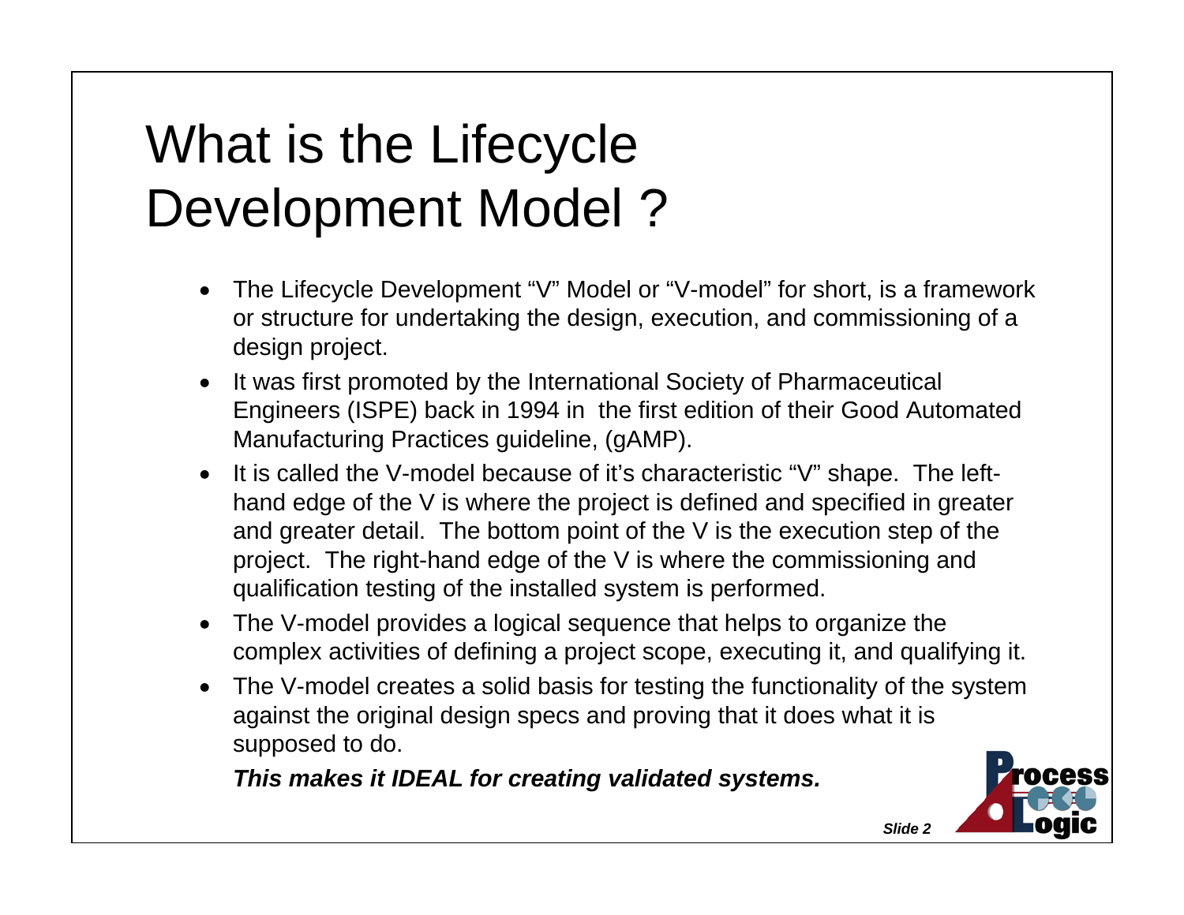# What is the Lifecycle Development Model ?

- The Lifecycle Development "V" Model or "V-model" for short, is a framework or structure for undertaking the design, execution, and commissioning of a design project.
- It was first promoted by the International Society of Pharmaceutical Engineers (ISPE) back in 1994 in the first edition of their Good Automated Manufacturing Practices guideline, (gAMP).
- It is called the V-model because of it's characteristic "V" shape. The left-hand edge of the V is where the project is defined and specified in greater and greater detail. The bottom point of the V is the execution step of the project. The right-hand edge of the V is where the commissioning and qualification testing of the installed system is performed.
- The V-model provides a logical sequence that helps to organize the complex activities of defining a project scope, executing it, and qualifying it.
- The V-model creates a solid basis for testing the functionality of the system against the original design specs and proving that it does what it is supposed to do.

  ***This makes it IDEAL for creating validated systems.***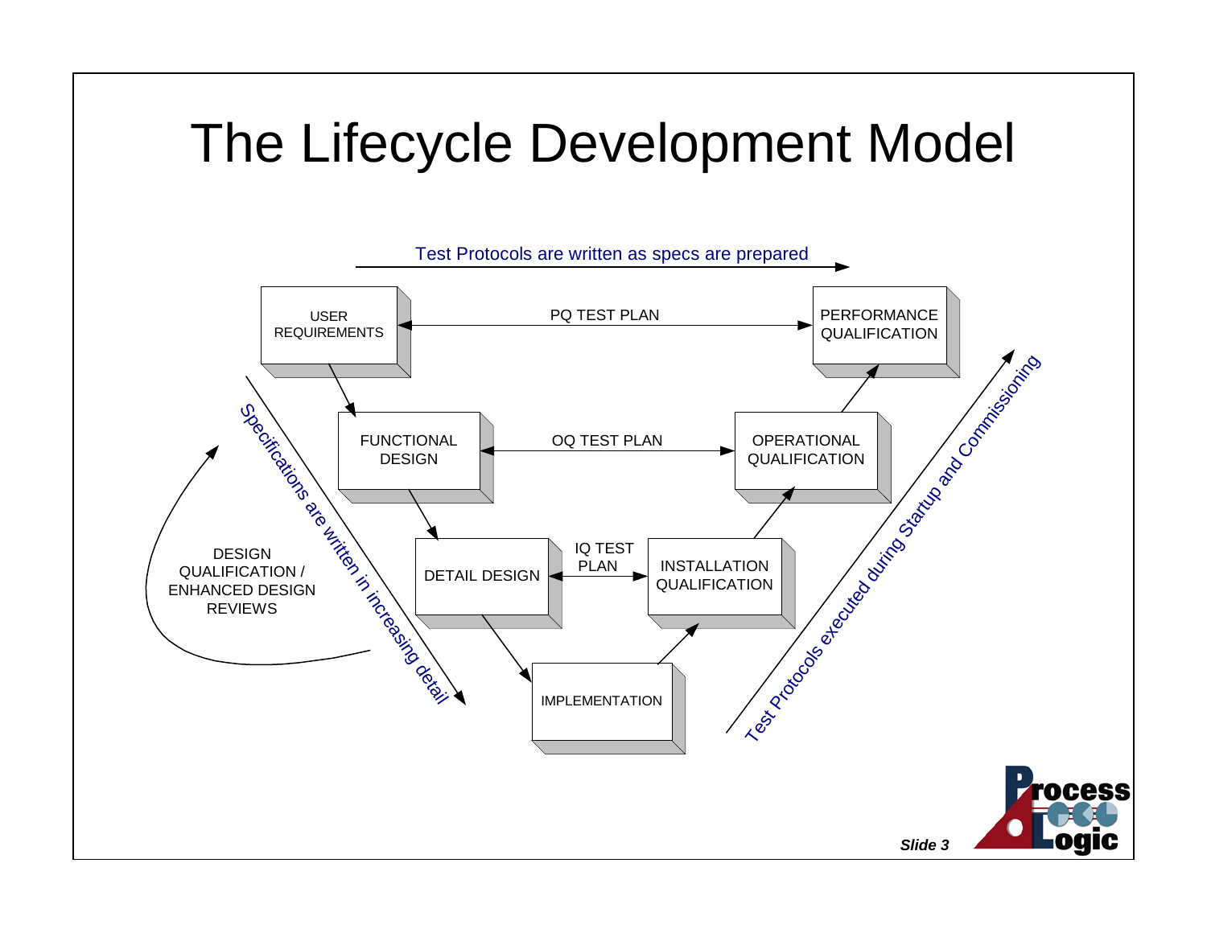# The Lifecycle Development Model

Test Protocols are written as specs are prepared

USER REQUIREMENTS

PQ TEST PLAN

PERFORMANCE QUALIFICATION

FUNCTIONAL DESIGN

OQ TEST PLAN

OPERATIONAL QUALIFICATION

DETAIL DESIGN

IQ TEST PLAN

INSTALLATION QUALIFICATION

IMPLEMENTATION

Specifications are written in increasing detail

Test Protocols executed during Startup and Commissioning

DESIGN QUALIFICATION / ENHANCED DESIGN REVIEWS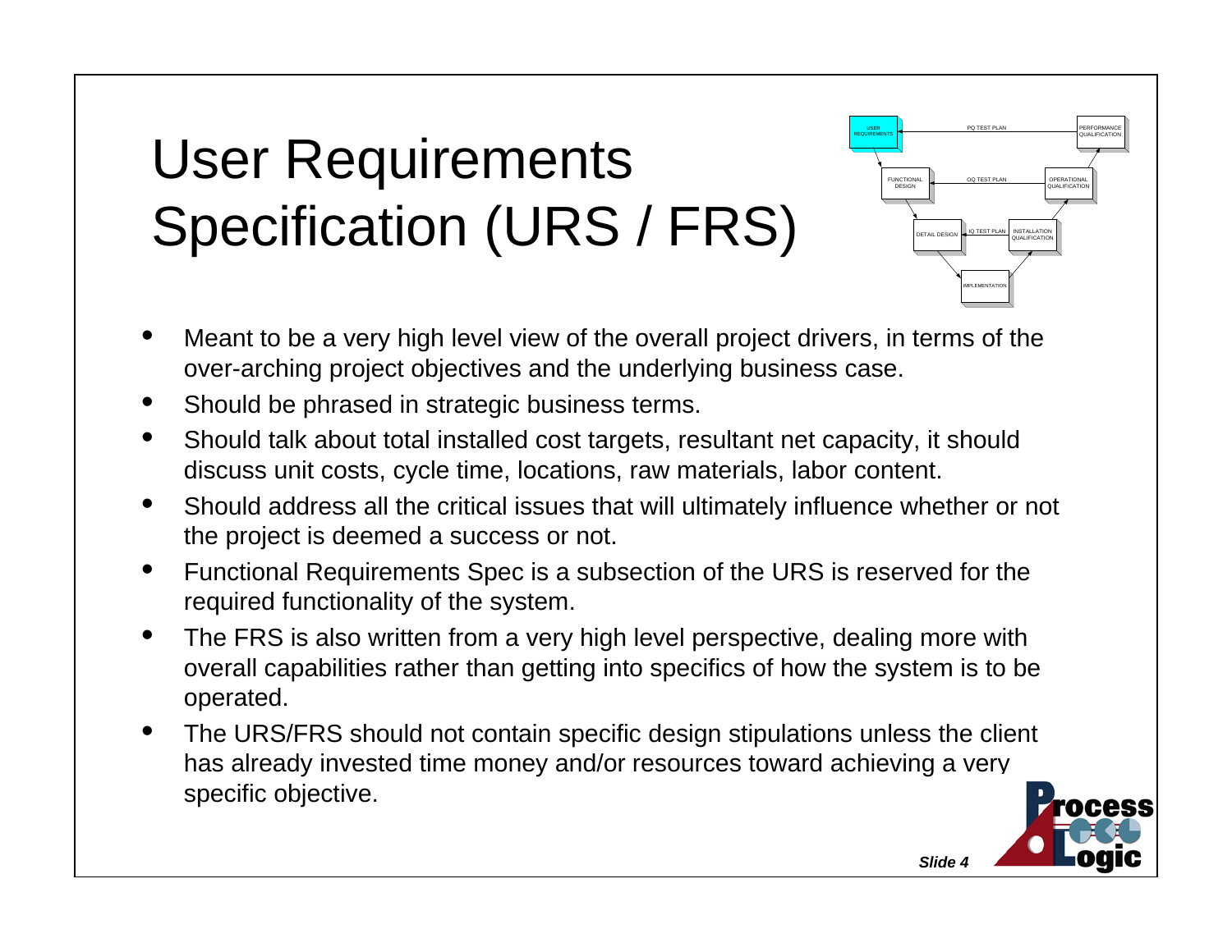# User Requirements Specification (URS / FRS)

- Meant to be a very high level view of the overall project drivers, in terms of the over-arching project objectives and the underlying business case.
- Should be phrased in strategic business terms.
- Should talk about total installed cost targets, resultant net capacity, it should discuss unit costs, cycle time, locations, raw materials, labor content.
- Should address all the critical issues that will ultimately influence whether or not the project is deemed a success or not.
- Functional Requirements Spec is a subsection of the URS is reserved for the required functionality of the system.
- The FRS is also written from a very high level perspective, dealing more with overall capabilities rather than getting into specifics of how the system is to be operated.
- The URS/FRS should not contain specific design stipulations unless the client has already invested time money and/or resources toward achieving a very specific objective.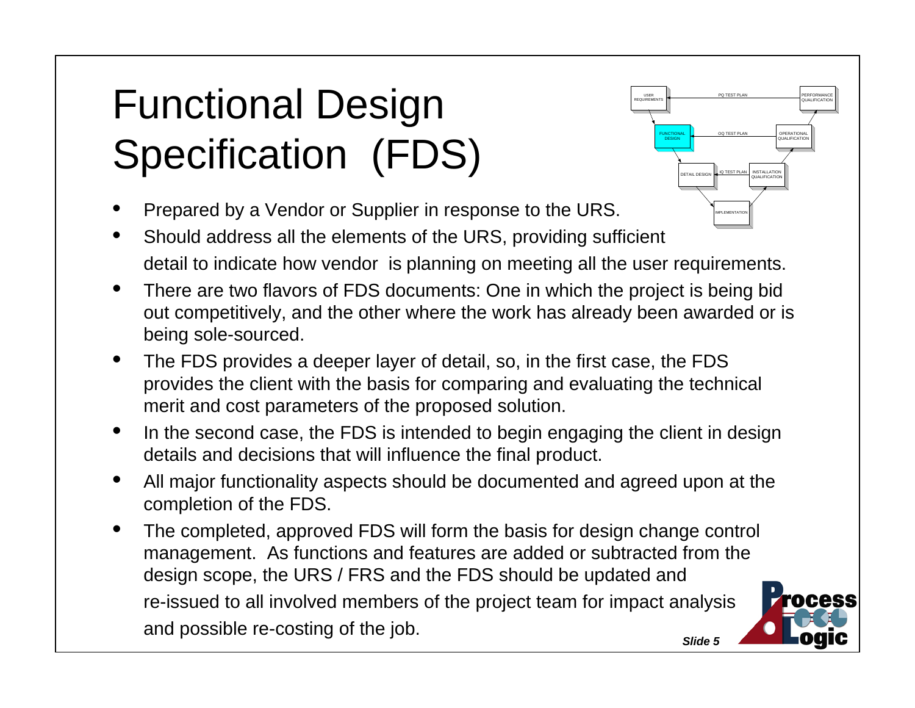# Functional Design Specification (FDS)

- Prepared by a Vendor or Supplier in response to the URS.
- Should address all the elements of the URS, providing sufficient detail to indicate how vendor is planning on meeting all the user requirements.
- There are two flavors of FDS documents: One in which the project is being bid out competitively, and the other where the work has already been awarded or is being sole-sourced.
- The FDS provides a deeper layer of detail, so, in the first case, the FDS provides the client with the basis for comparing and evaluating the technical merit and cost parameters of the proposed solution.
- In the second case, the FDS is intended to begin engaging the client in design details and decisions that will influence the final product.
- All major functionality aspects should be documented and agreed upon at the completion of the FDS.
- The completed, approved FDS will form the basis for design change control management. As functions and features are added or subtracted from the design scope, the URS / FRS and the FDS should be updated and re-issued to all involved members of the project team for impact analysis and possible re-costing of the job.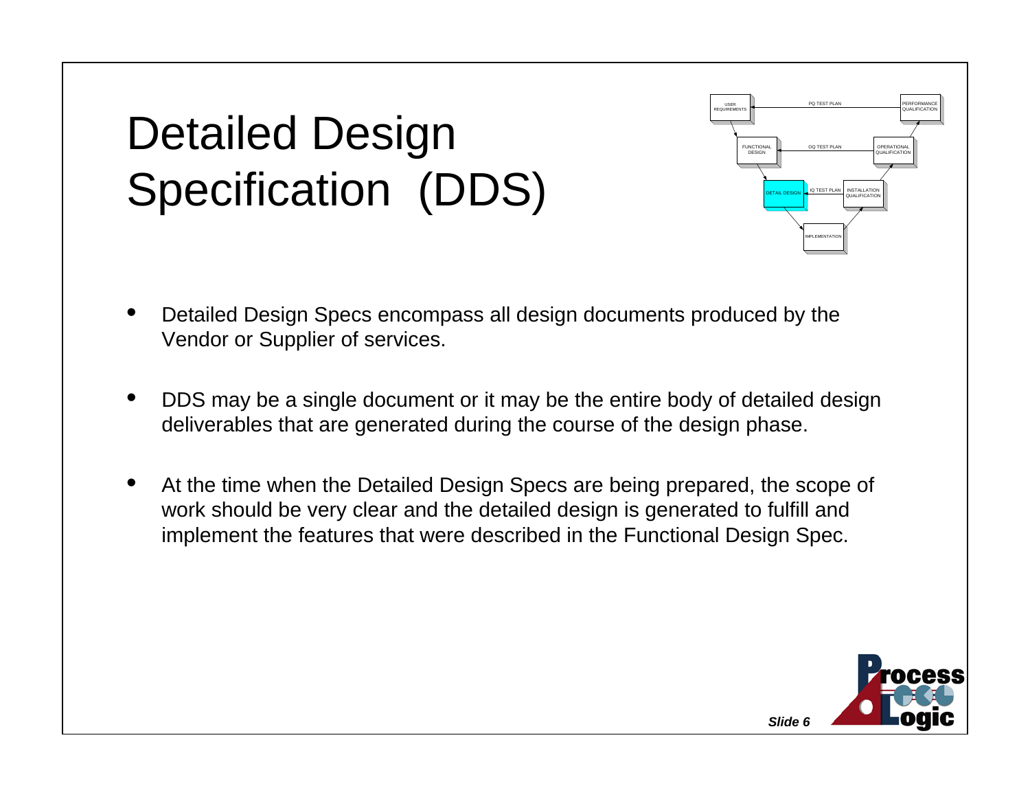# Detailed Design Specification (DDS)

- Detailed Design Specs encompass all design documents produced by the Vendor or Supplier of services.
- DDS may be a single document or it may be the entire body of detailed design deliverables that are generated during the course of the design phase.
- At the time when the Detailed Design Specs are being prepared, the scope of work should be very clear and the detailed design is generated to fulfill and implement the features that were described in the Functional Design Spec.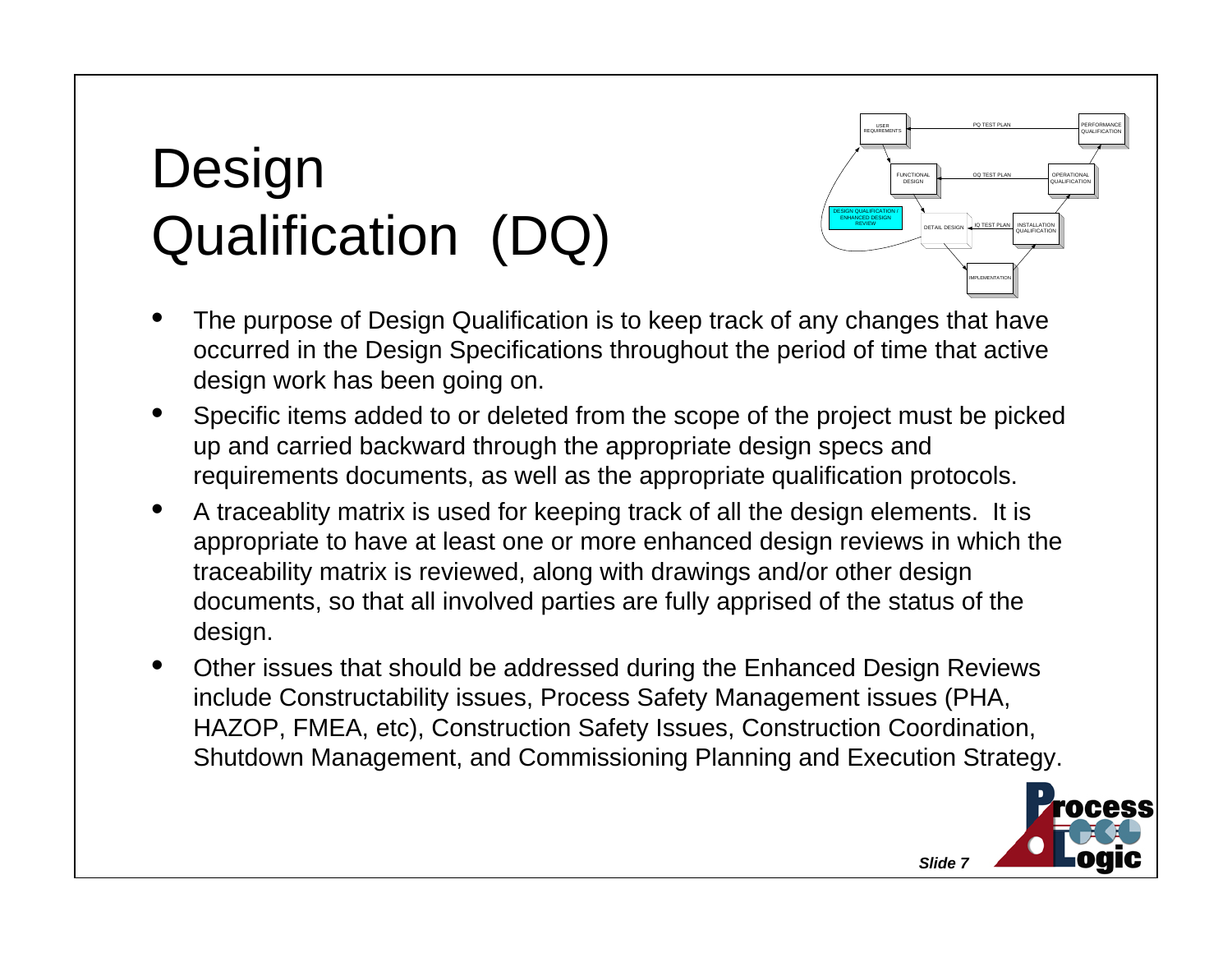# Design Qualification (DQ)

- The purpose of Design Qualification is to keep track of any changes that have occurred in the Design Specifications throughout the period of time that active design work has been going on.
- Specific items added to or deleted from the scope of the project must be picked up and carried backward through the appropriate design specs and requirements documents, as well as the appropriate qualification protocols.
- A traceablity matrix is used for keeping track of all the design elements. It is appropriate to have at least one or more enhanced design reviews in which the traceability matrix is reviewed, along with drawings and/or other design documents, so that all involved parties are fully apprised of the status of the design.
- Other issues that should be addressed during the Enhanced Design Reviews include Constructability issues, Process Safety Management issues (PHA, HAZOP, FMEA, etc), Construction Safety Issues, Construction Coordination, Shutdown Management, and Commissioning Planning and Execution Strategy.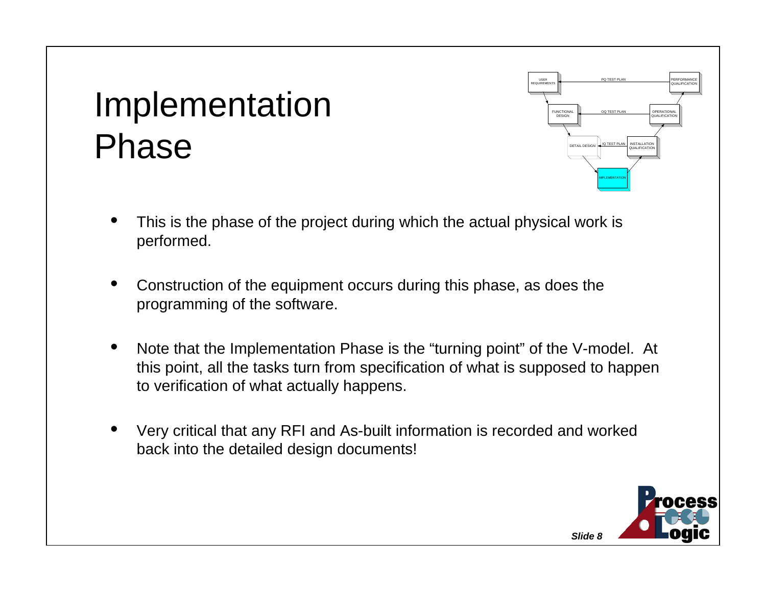# Implementation Phase

- This is the phase of the project during which the actual physical work is performed.
- Construction of the equipment occurs during this phase, as does the programming of the software.
- Note that the Implementation Phase is the "turning point" of the V-model. At this point, all the tasks turn from specification of what is supposed to happen to verification of what actually happens.
- Very critical that any RFI and As-built information is recorded and worked back into the detailed design documents!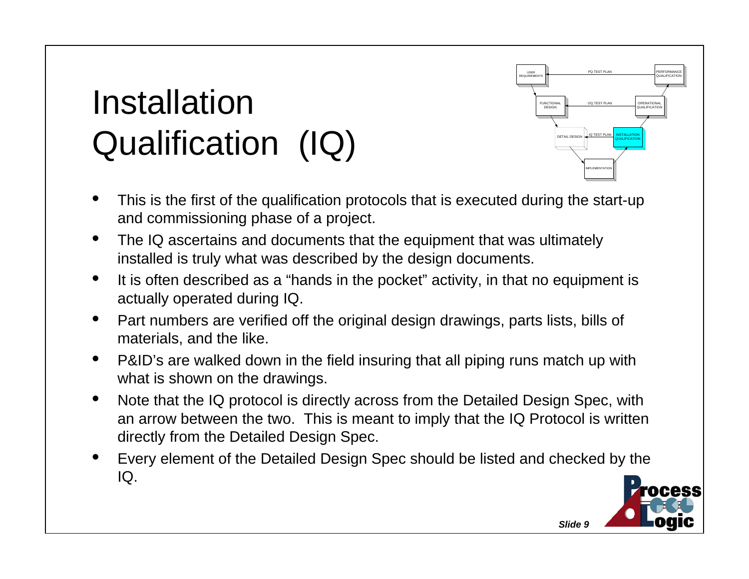# Installation Qualification (IQ)

- This is the first of the qualification protocols that is executed during the start-up and commissioning phase of a project.
- The IQ ascertains and documents that the equipment that was ultimately installed is truly what was described by the design documents.
- It is often described as a "hands in the pocket" activity, in that no equipment is actually operated during IQ.
- Part numbers are verified off the original design drawings, parts lists, bills of materials, and the like.
- P&ID's are walked down in the field insuring that all piping runs match up with what is shown on the drawings.
- Note that the IQ protocol is directly across from the Detailed Design Spec, with an arrow between the two. This is meant to imply that the IQ Protocol is written directly from the Detailed Design Spec.
- Every element of the Detailed Design Spec should be listed and checked by the IQ.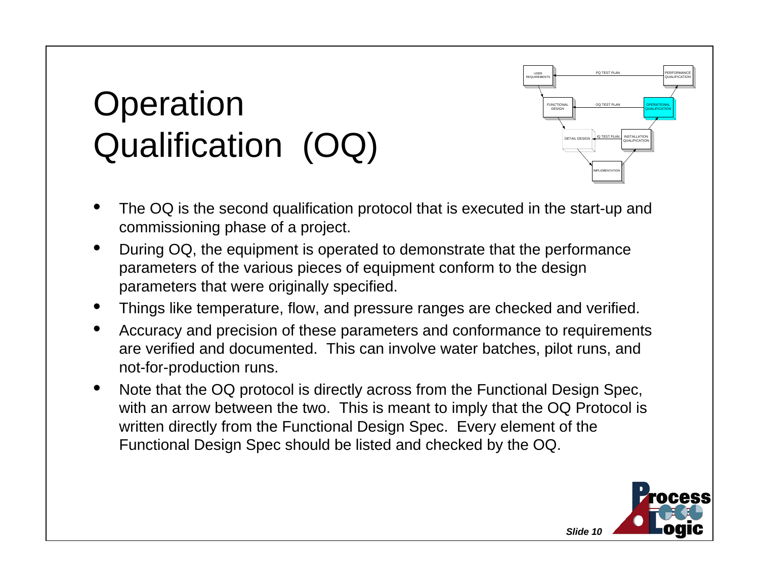# Operation Qualification (OQ)

- The OQ is the second qualification protocol that is executed in the start-up and commissioning phase of a project.
- During OQ, the equipment is operated to demonstrate that the performance parameters of the various pieces of equipment conform to the design parameters that were originally specified.
- Things like temperature, flow, and pressure ranges are checked and verified.
- Accuracy and precision of these parameters and conformance to requirements are verified and documented. This can involve water batches, pilot runs, and not-for-production runs.
- Note that the OQ protocol is directly across from the Functional Design Spec, with an arrow between the two. This is meant to imply that the OQ Protocol is written directly from the Functional Design Spec. Every element of the Functional Design Spec should be listed and checked by the OQ.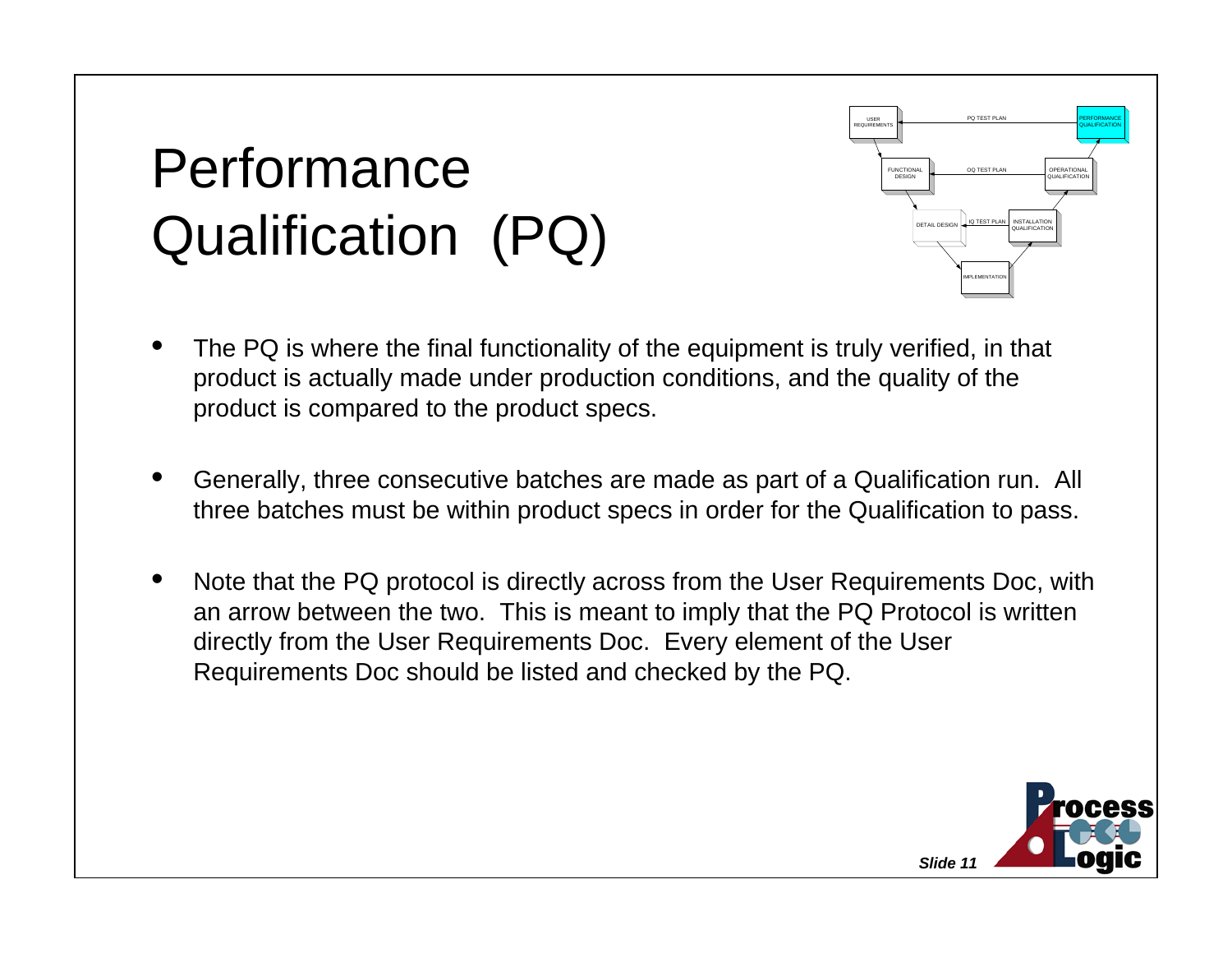# Performance Qualification (PQ)

- The PQ is where the final functionality of the equipment is truly verified, in that product is actually made under production conditions, and the quality of the product is compared to the product specs.

- Generally, three consecutive batches are made as part of a Qualification run. All three batches must be within product specs in order for the Qualification to pass.

- Note that the PQ protocol is directly across from the User Requirements Doc, with an arrow between the two. This is meant to imply that the PQ Protocol is written directly from the User Requirements Doc. Every element of the User Requirements Doc should be listed and checked by the PQ.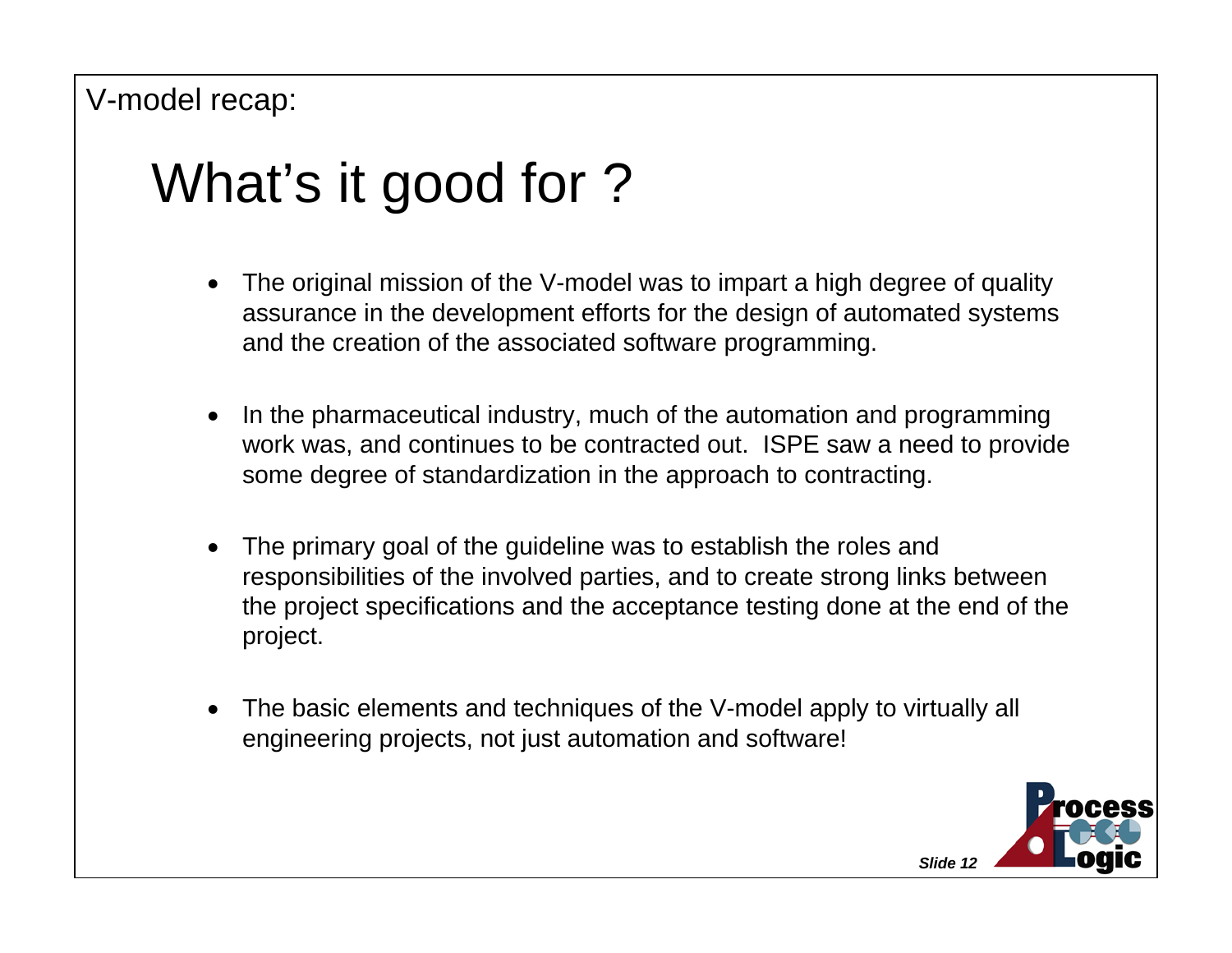V-model recap:

# What's it good for ?

- The original mission of the V-model was to impart a high degree of quality assurance in the development efforts for the design of automated systems and the creation of the associated software programming.

- In the pharmaceutical industry, much of the automation and programming work was, and continues to be contracted out. ISPE saw a need to provide some degree of standardization in the approach to contracting.

- The primary goal of the guideline was to establish the roles and responsibilities of the involved parties, and to create strong links between the project specifications and the acceptance testing done at the end of the project.

- The basic elements and techniques of the V-model apply to virtually all engineering projects, not just automation and software!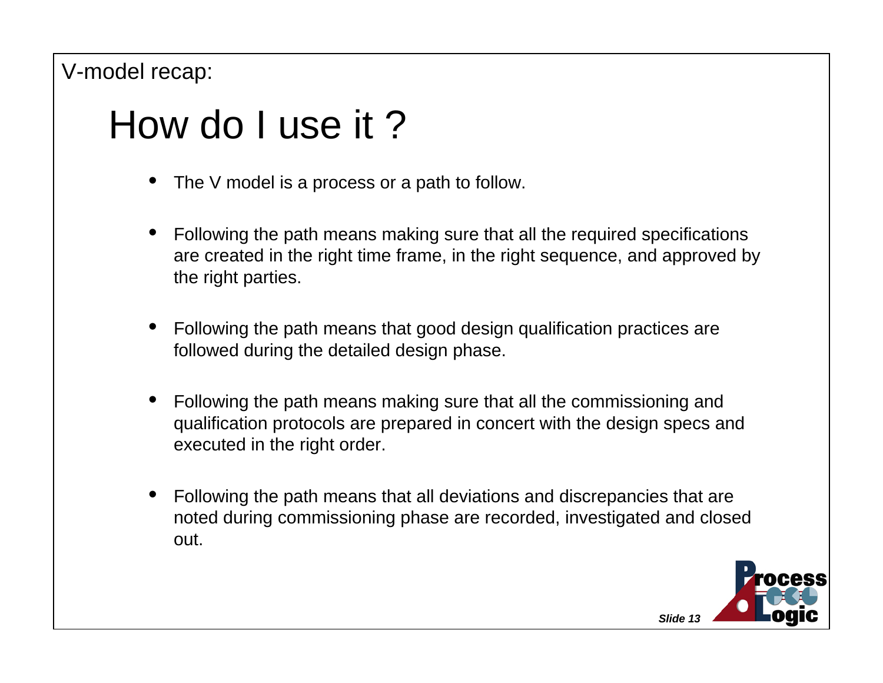V-model recap:

# How do I use it ?

- The V model is a process or a path to follow.
- Following the path means making sure that all the required specifications are created in the right time frame, in the right sequence, and approved by the right parties.
- Following the path means that good design qualification practices are followed during the detailed design phase.
- Following the path means making sure that all the commissioning and qualification protocols are prepared in concert with the design specs and executed in the right order.
- Following the path means that all deviations and discrepancies that are noted during commissioning phase are recorded, investigated and closed out.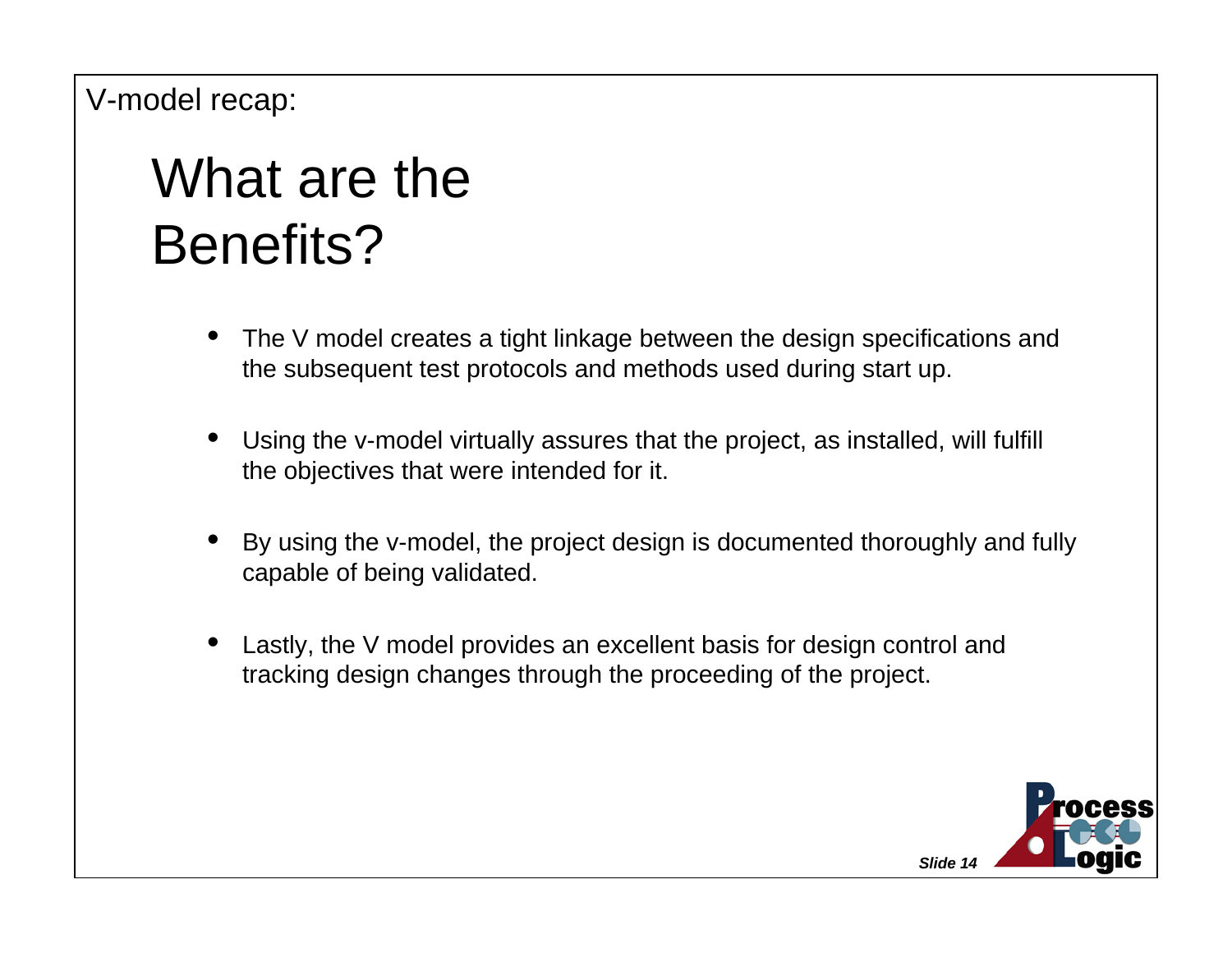V-model recap:

# What are the Benefits?

- The V model creates a tight linkage between the design specifications and the subsequent test protocols and methods used during start up.
- Using the v-model virtually assures that the project, as installed, will fulfill the objectives that were intended for it.
- By using the v-model, the project design is documented thoroughly and fully capable of being validated.
- Lastly, the V model provides an excellent basis for design control and tracking design changes through the proceeding of the project.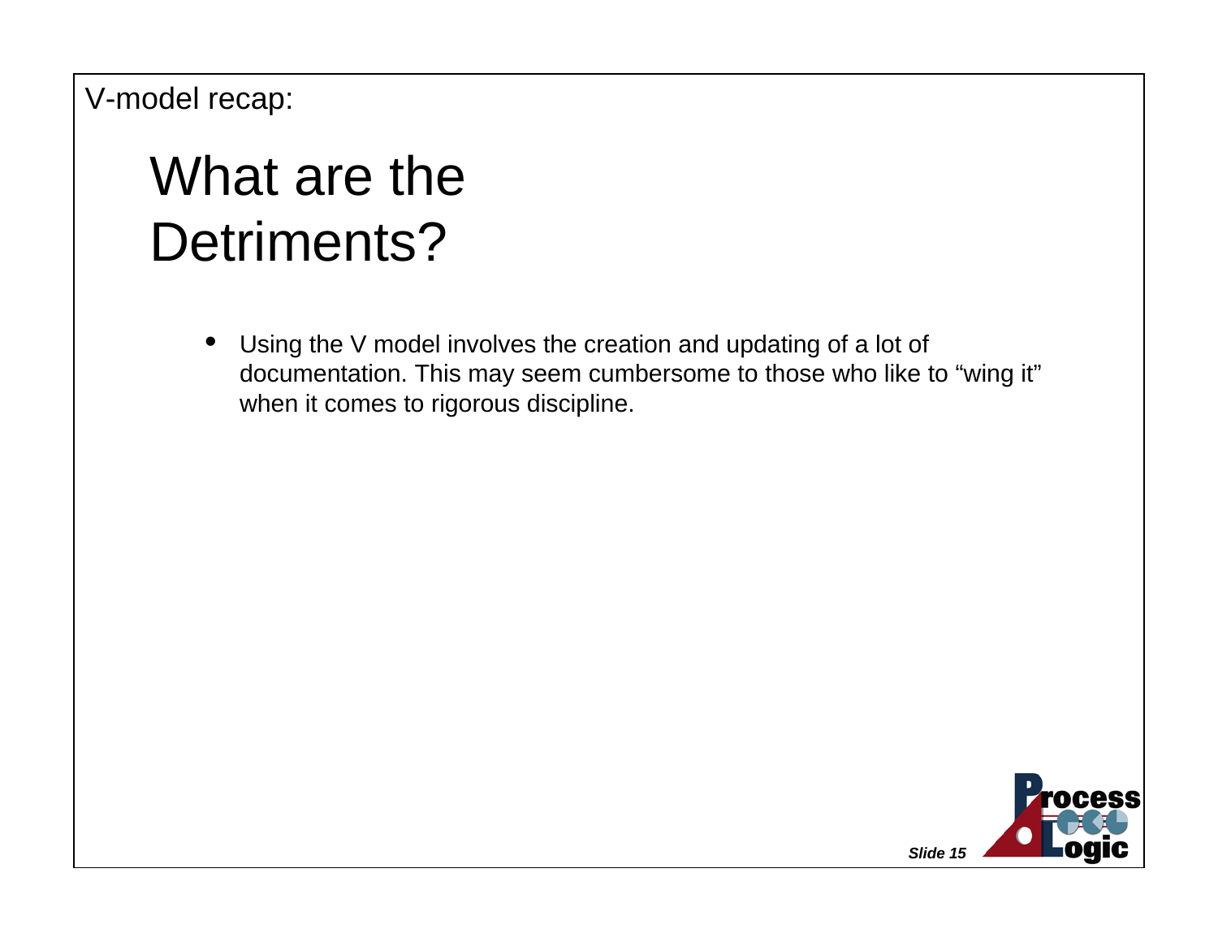V-model recap:

# What are the Detriments?

- Using the V model involves the creation and updating of a lot of documentation. This may seem cumbersome to those who like to “wing it” when it comes to rigorous discipline.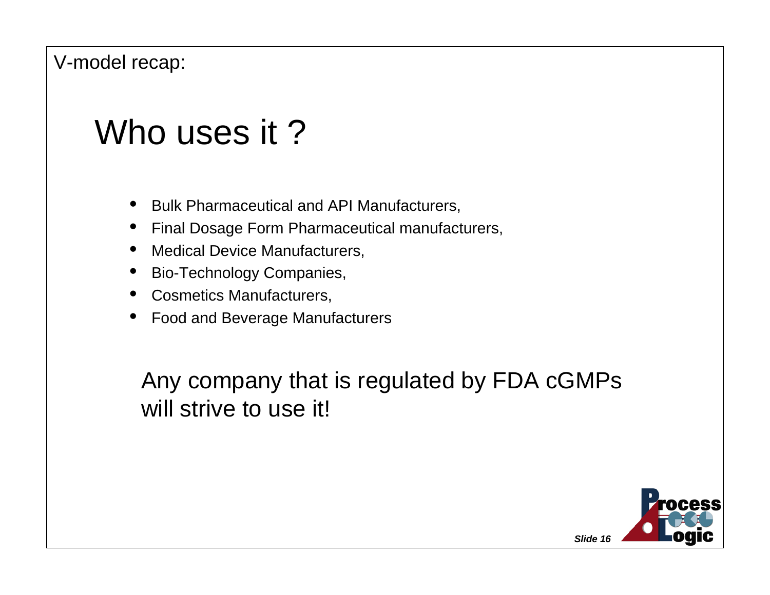V-model recap:

# Who uses it ?

- Bulk Pharmaceutical and API Manufacturers,
- Final Dosage Form Pharmaceutical manufacturers,
- Medical Device Manufacturers,
- Bio-Technology Companies,
- Cosmetics Manufacturers,
- Food and Beverage Manufacturers

Any company that is regulated by FDA cGMPs will strive to use it!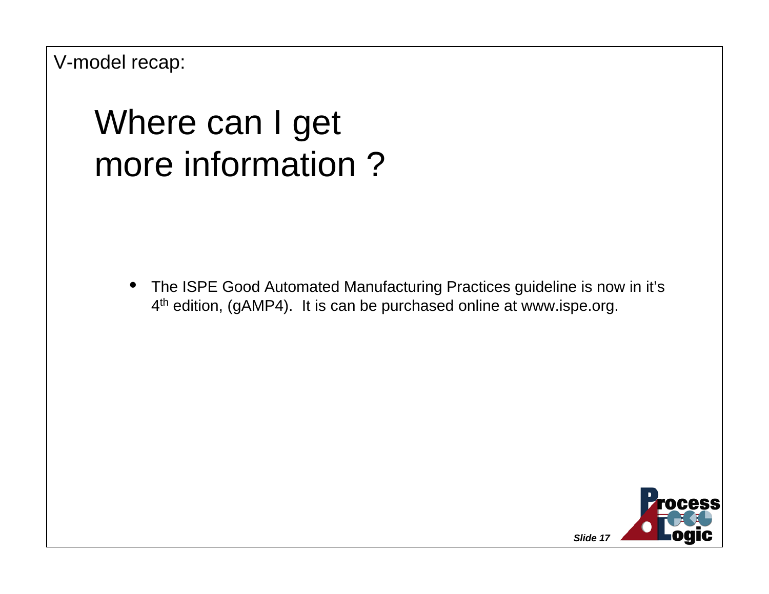V-model recap:

# Where can I get more information ?

- The ISPE Good Automated Manufacturing Practices guideline is now in it's 4th edition, (gAMP4). It is can be purchased online at www.ispe.org.